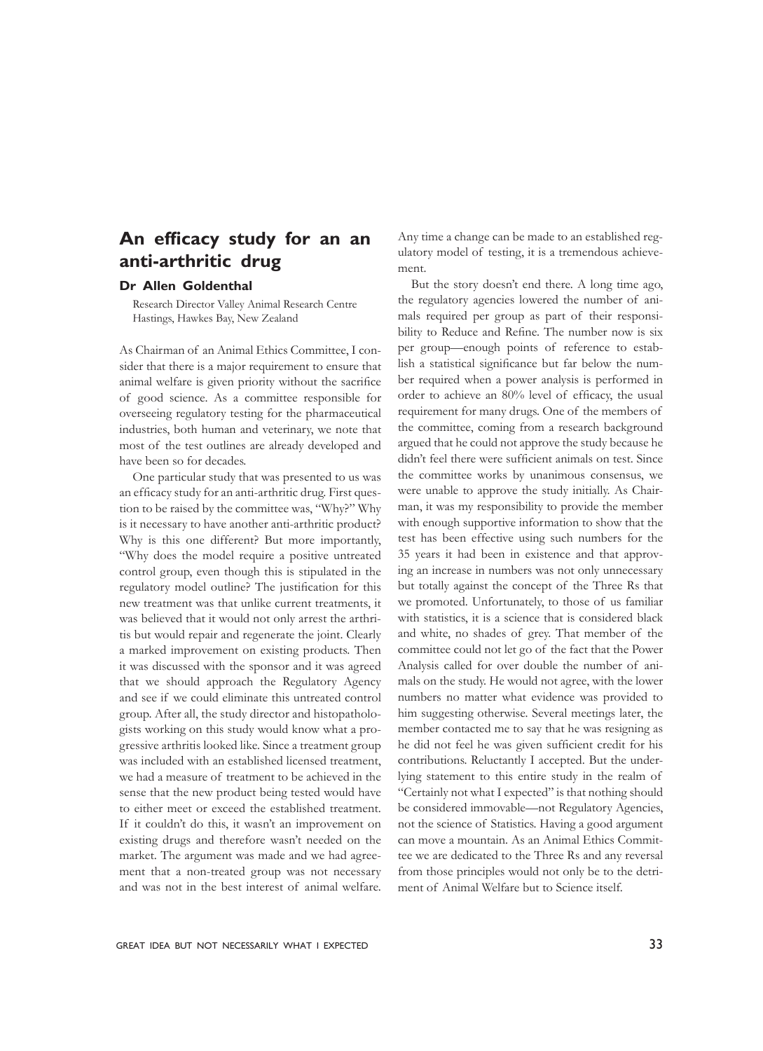# An efficacy study for an an anti-arthritic drug

**Dr Allen Goldenthal**

Research Director Valley Animal Research Centre
Hastings, Hawkes Bay, New Zealand

As Chairman of an Animal Ethics Committee, I consider that there is a major requirement to ensure that animal welfare is given priority without the sacrifice of good science. As a committee responsible for overseeing regulatory testing for the pharmaceutical industries, both human and veterinary, we note that most of the test outlines are already developed and have been so for decades.

One particular study that was presented to us was an efficacy study for an anti-arthritic drug. First question to be raised by the committee was, "Why?" Why is it necessary to have another anti-arthritic product? Why is this one different? But more importantly, "Why does the model require a positive untreated control group, even though this is stipulated in the regulatory model outline? The justification for this new treatment was that unlike current treatments, it was believed that it would not only arrest the arthritis but would repair and regenerate the joint. Clearly a marked improvement on existing products. Then it was discussed with the sponsor and it was agreed that we should approach the Regulatory Agency and see if we could eliminate this untreated control group. After all, the study director and histopathologists working on this study would know what a progressive arthritis looked like. Since a treatment group was included with an established licensed treatment, we had a measure of treatment to be achieved in the sense that the new product being tested would have to either meet or exceed the established treatment. If it couldn't do this, it wasn't an improvement on existing drugs and therefore wasn't needed on the market. The argument was made and we had agreement that a non-treated group was not necessary and was not in the best interest of animal welfare. Any time a change can be made to an established regulatory model of testing, it is a tremendous achievement.

But the story doesn't end there. A long time ago, the regulatory agencies lowered the number of animals required per group as part of their responsibility to Reduce and Refine. The number now is six per group—enough points of reference to establish a statistical significance but far below the number required when a power analysis is performed in order to achieve an 80% level of efficacy, the usual requirement for many drugs. One of the members of the committee, coming from a research background argued that he could not approve the study because he didn't feel there were sufficient animals on test. Since the committee works by unanimous consensus, we were unable to approve the study initially. As Chairman, it was my responsibility to provide the member with enough supportive information to show that the test has been effective using such numbers for the 35 years it had been in existence and that approving an increase in numbers was not only unnecessary but totally against the concept of the Three Rs that we promoted. Unfortunately, to those of us familiar with statistics, it is a science that is considered black and white, no shades of grey. That member of the committee could not let go of the fact that the Power Analysis called for over double the number of animals on the study. He would not agree, with the lower numbers no matter what evidence was provided to him suggesting otherwise. Several meetings later, the member contacted me to say that he was resigning as he did not feel he was given sufficient credit for his contributions. Reluctantly I accepted. But the underlying statement to this entire study in the realm of "Certainly not what I expected" is that nothing should be considered immovable—not Regulatory Agencies, not the science of Statistics. Having a good argument can move a mountain. As an Animal Ethics Committee we are dedicated to the Three Rs and any reversal from those principles would not only be to the detriment of Animal Welfare but to Science itself.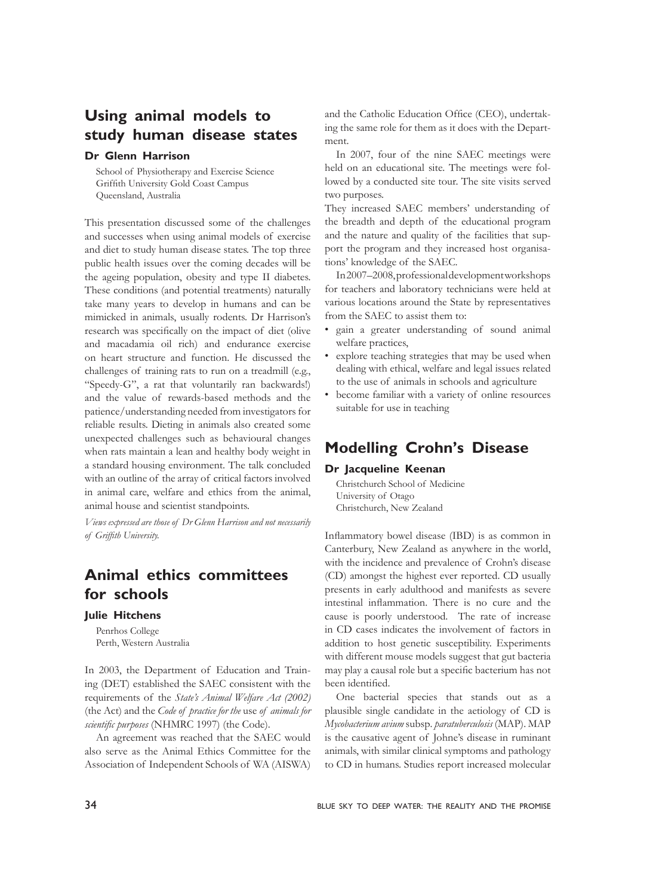## Using animal models to study human disease states

### Dr Glenn Harrison

School of Physiotherapy and Exercise Science
Griffith University Gold Coast Campus
Queensland, Australia

This presentation discussed some of the challenges and successes when using animal models of exercise and diet to study human disease states. The top three public health issues over the coming decades will be the ageing population, obesity and type II diabetes. These conditions (and potential treatments) naturally take many years to develop in humans and can be mimicked in animals, usually rodents. Dr Harrison's research was specifically on the impact of diet (olive and macadamia oil rich) and endurance exercise on heart structure and function. He discussed the challenges of training rats to run on a treadmill (e.g., "Speedy-G", a rat that voluntarily ran backwards!) and the value of rewards-based methods and the patience/understanding needed from investigators for reliable results. Dieting in animals also created some unexpected challenges such as behavioural changes when rats maintain a lean and healthy body weight in a standard housing environment. The talk concluded with an outline of the array of critical factors involved in animal care, welfare and ethics from the animal, animal house and scientist standpoints.

*Views expressed are those of Dr Glenn Harrison and not necessarily of Griffith University.*

## Animal ethics committees for schools

### Julie Hitchens

Penrhos College
Perth, Western Australia

In 2003, the Department of Education and Training (DET) established the SAEC consistent with the requirements of the *State's Animal Welfare Act (2002)* (the Act) and the *Code of practice for the* use *of animals for scientific purposes* (NHMRC 1997) (the Code).

An agreement was reached that the SAEC would also serve as the Animal Ethics Committee for the Association of Independent Schools of WA (AISWA) and the Catholic Education Office (CEO), undertaking the same role for them as it does with the Department.

In 2007, four of the nine SAEC meetings were held on an educational site. The meetings were followed by a conducted site tour. The site visits served two purposes.

They increased SAEC members' understanding of the breadth and depth of the educational program and the nature and quality of the facilities that support the program and they increased host organisations' knowledge of the SAEC.

In 2007–2008, professional development workshops for teachers and laboratory technicians were held at various locations around the State by representatives from the SAEC to assist them to:

- gain a greater understanding of sound animal welfare practices,
- explore teaching strategies that may be used when dealing with ethical, welfare and legal issues related to the use of animals in schools and agriculture
- become familiar with a variety of online resources suitable for use in teaching

## Modelling Crohn's Disease

### Dr Jacqueline Keenan

Christchurch School of Medicine
University of Otago
Christchurch, New Zealand

Inflammatory bowel disease (IBD) is as common in Canterbury, New Zealand as anywhere in the world, with the incidence and prevalence of Crohn's disease (CD) amongst the highest ever reported. CD usually presents in early adulthood and manifests as severe intestinal inflammation. There is no cure and the cause is poorly understood. The rate of increase in CD cases indicates the involvement of factors in addition to host genetic susceptibility. Experiments with different mouse models suggest that gut bacteria may play a causal role but a specific bacterium has not been identified.

One bacterial species that stands out as a plausible single candidate in the aetiology of CD is *Mycobacterium avium* subsp. *paratuberculosis* (MAP). MAP is the causative agent of Johne's disease in ruminant animals, with similar clinical symptoms and pathology to CD in humans. Studies report increased molecular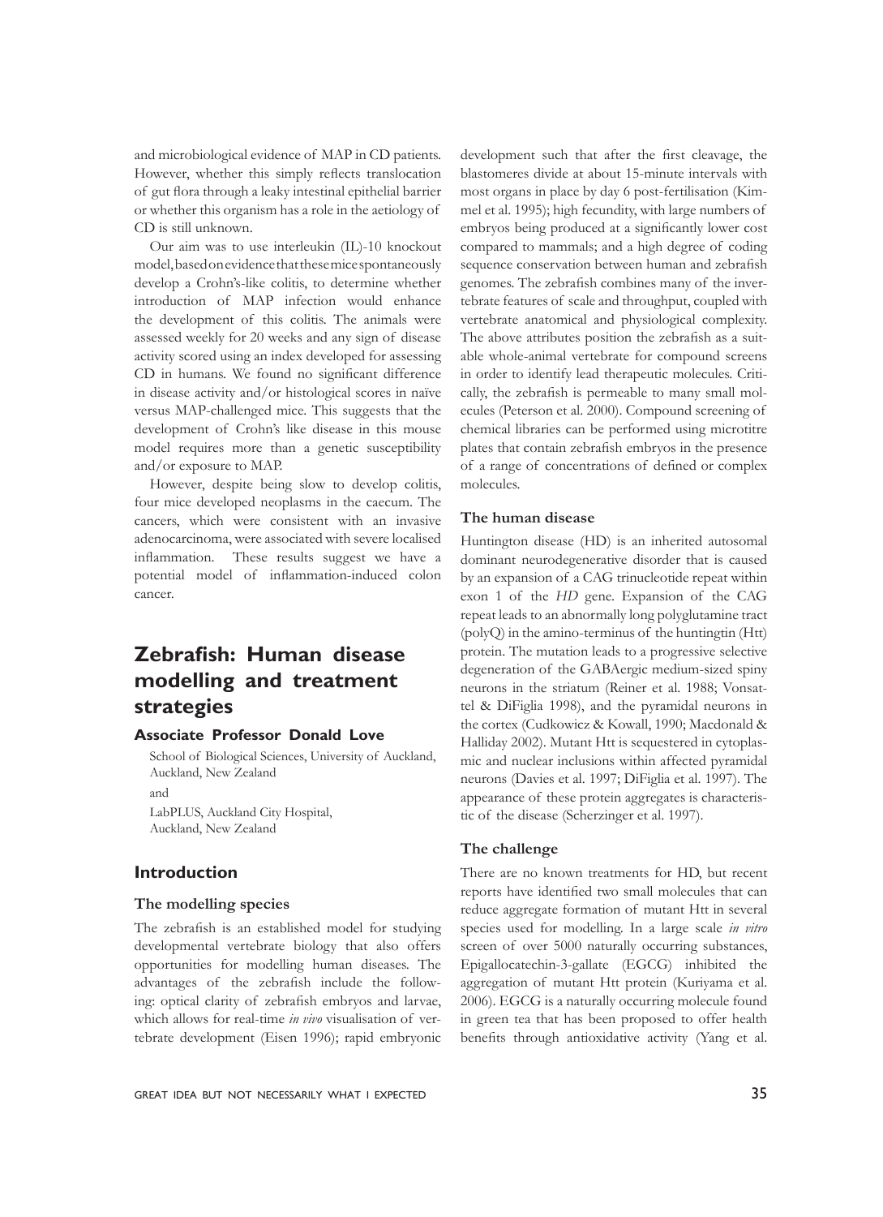and microbiological evidence of MAP in CD patients. However, whether this simply reflects translocation of gut flora through a leaky intestinal epithelial barrier or whether this organism has a role in the aetiology of CD is still unknown.

Our aim was to use interleukin (IL)-10 knockout model, based on evidence that these mice spontaneously develop a Crohn's-like colitis, to determine whether introduction of MAP infection would enhance the development of this colitis. The animals were assessed weekly for 20 weeks and any sign of disease activity scored using an index developed for assessing CD in humans. We found no significant difference in disease activity and/or histological scores in naïve versus MAP-challenged mice. This suggests that the development of Crohn's like disease in this mouse model requires more than a genetic susceptibility and/or exposure to MAP.

However, despite being slow to develop colitis, four mice developed neoplasms in the caecum. The cancers, which were consistent with an invasive adenocarcinoma, were associated with severe localised inflammation. These results suggest we have a potential model of inflammation-induced colon cancer.

# Zebrafish: Human disease modelling and treatment strategies

### Associate Professor Donald Love

School of Biological Sciences, University of Auckland, Auckland, New Zealand

and

LabPLUS, Auckland City Hospital, Auckland, New Zealand

## Introduction

### The modelling species

The zebrafish is an established model for studying developmental vertebrate biology that also offers opportunities for modelling human diseases. The advantages of the zebrafish include the following: optical clarity of zebrafish embryos and larvae, which allows for real-time *in vivo* visualisation of vertebrate development (Eisen 1996); rapid embryonic development such that after the first cleavage, the blastomeres divide at about 15-minute intervals with most organs in place by day 6 post-fertilisation (Kimmel et al. 1995); high fecundity, with large numbers of embryos being produced at a significantly lower cost compared to mammals; and a high degree of coding sequence conservation between human and zebrafish genomes. The zebrafish combines many of the invertebrate features of scale and throughput, coupled with vertebrate anatomical and physiological complexity. The above attributes position the zebrafish as a suitable whole-animal vertebrate for compound screens in order to identify lead therapeutic molecules. Critically, the zebrafish is permeable to many small molecules (Peterson et al. 2000). Compound screening of chemical libraries can be performed using microtitre plates that contain zebrafish embryos in the presence of a range of concentrations of defined or complex molecules.

### The human disease

Huntington disease (HD) is an inherited autosomal dominant neurodegenerative disorder that is caused by an expansion of a CAG trinucleotide repeat within exon 1 of the *HD* gene. Expansion of the CAG repeat leads to an abnormally long polyglutamine tract (polyQ) in the amino-terminus of the huntingtin (Htt) protein. The mutation leads to a progressive selective degeneration of the GABAergic medium-sized spiny neurons in the striatum (Reiner et al. 1988; Vonsattel & DiFiglia 1998), and the pyramidal neurons in the cortex (Cudkowicz & Kowall, 1990; Macdonald & Halliday 2002). Mutant Htt is sequestered in cytoplasmic and nuclear inclusions within affected pyramidal neurons (Davies et al. 1997; DiFiglia et al. 1997). The appearance of these protein aggregates is characteristic of the disease (Scherzinger et al. 1997).

### The challenge

There are no known treatments for HD, but recent reports have identified two small molecules that can reduce aggregate formation of mutant Htt in several species used for modelling. In a large scale *in vitro* screen of over 5000 naturally occurring substances, Epigallocatechin-3-gallate (EGCG) inhibited the aggregation of mutant Htt protein (Kuriyama et al. 2006). EGCG is a naturally occurring molecule found in green tea that has been proposed to offer health benefits through antioxidative activity (Yang et al.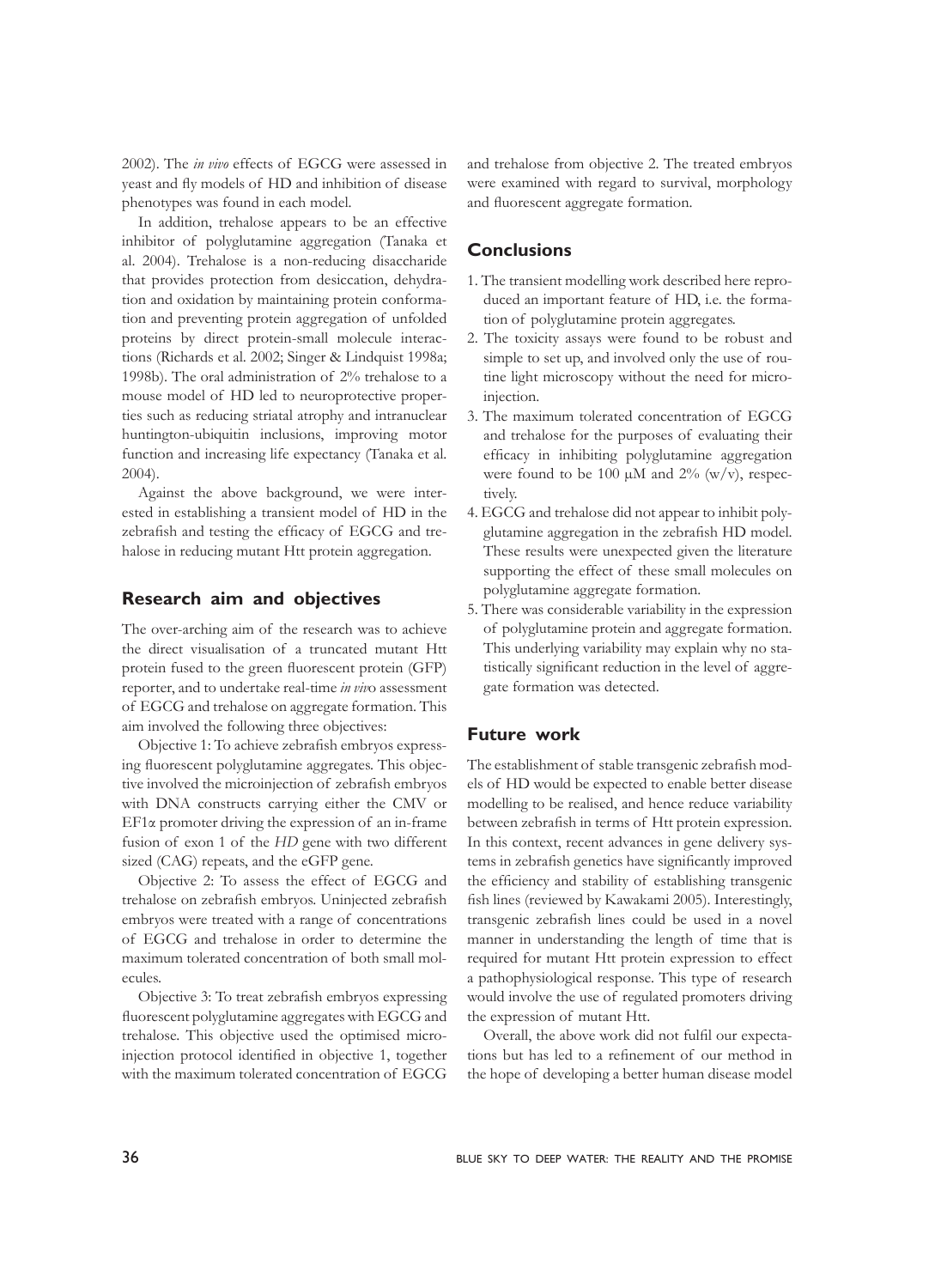2002). The *in vivo* effects of EGCG were assessed in yeast and fly models of HD and inhibition of disease phenotypes was found in each model.

In addition, trehalose appears to be an effective inhibitor of polyglutamine aggregation (Tanaka et al. 2004). Trehalose is a non-reducing disaccharide that provides protection from desiccation, dehydration and oxidation by maintaining protein conformation and preventing protein aggregation of unfolded proteins by direct protein-small molecule interactions (Richards et al. 2002; Singer & Lindquist 1998a; 1998b). The oral administration of 2% trehalose to a mouse model of HD led to neuroprotective properties such as reducing striatal atrophy and intranuclear huntington-ubiquitin inclusions, improving motor function and increasing life expectancy (Tanaka et al. 2004).

Against the above background, we were interested in establishing a transient model of HD in the zebrafish and testing the efficacy of EGCG and trehalose in reducing mutant Htt protein aggregation.

## Research aim and objectives

The over-arching aim of the research was to achieve the direct visualisation of a truncated mutant Htt protein fused to the green fluorescent protein (GFP) reporter, and to undertake real-time *in vivo* assessment of EGCG and trehalose on aggregate formation. This aim involved the following three objectives:

Objective 1: To achieve zebrafish embryos expressing fluorescent polyglutamine aggregates. This objective involved the microinjection of zebrafish embryos with DNA constructs carrying either the CMV or EF1α promoter driving the expression of an in-frame fusion of exon 1 of the *HD* gene with two different sized (CAG) repeats, and the eGFP gene.

Objective 2: To assess the effect of EGCG and trehalose on zebrafish embryos. Uninjected zebrafish embryos were treated with a range of concentrations of EGCG and trehalose in order to determine the maximum tolerated concentration of both small molecules.

Objective 3: To treat zebrafish embryos expressing fluorescent polyglutamine aggregates with EGCG and trehalose. This objective used the optimised microinjection protocol identified in objective 1, together with the maximum tolerated concentration of EGCG and trehalose from objective 2. The treated embryos were examined with regard to survival, morphology and fluorescent aggregate formation.

## Conclusions

1. The transient modelling work described here reproduced an important feature of HD, i.e. the formation of polyglutamine protein aggregates.
2. The toxicity assays were found to be robust and simple to set up, and involved only the use of routine light microscopy without the need for microinjection.
3. The maximum tolerated concentration of EGCG and trehalose for the purposes of evaluating their efficacy in inhibiting polyglutamine aggregation were found to be 100 μM and 2% (w/v), respectively.
4. EGCG and trehalose did not appear to inhibit polyglutamine aggregation in the zebrafish HD model. These results were unexpected given the literature supporting the effect of these small molecules on polyglutamine aggregate formation.
5. There was considerable variability in the expression of polyglutamine protein and aggregate formation. This underlying variability may explain why no statistically significant reduction in the level of aggregate formation was detected.

## Future work

The establishment of stable transgenic zebrafish models of HD would be expected to enable better disease modelling to be realised, and hence reduce variability between zebrafish in terms of Htt protein expression. In this context, recent advances in gene delivery systems in zebrafish genetics have significantly improved the efficiency and stability of establishing transgenic fish lines (reviewed by Kawakami 2005). Interestingly, transgenic zebrafish lines could be used in a novel manner in understanding the length of time that is required for mutant Htt protein expression to effect a pathophysiological response. This type of research would involve the use of regulated promoters driving the expression of mutant Htt.

Overall, the above work did not fulfil our expectations but has led to a refinement of our method in the hope of developing a better human disease model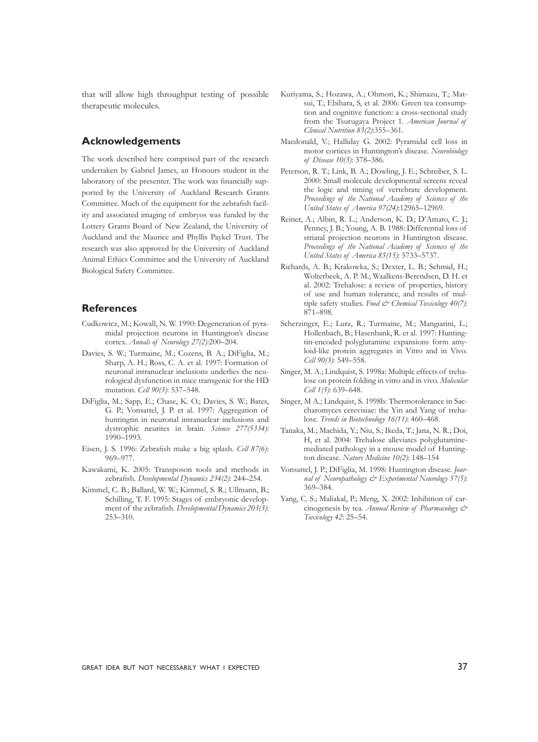that will allow high throughput testing of possible therapeutic molecules.

## Acknowledgements

The work described here comprised part of the research undertaken by Gabriel James, an Honours student in the laboratory of the presenter. The work was financially supported by the University of Auckland Research Grants Committee. Much of the equipment for the zebrafish facility and associated imaging of embryos was funded by the Lottery Grants Board of New Zealand, the University of Auckland and the Maurice and Phyllis Paykel Trust. The research was also approved by the University of Auckland Animal Ethics Committee and the University of Auckland Biological Safety Committee.

## References

Cudkowicz, M.; Kowall, N. W. 1990: Degeneration of pyramidal projection neurons in Huntington's disease cortex. *Annals of Neurology 27(2)*:200–204.

Davies, S. W.; Turmaine, M.; Cozens, B. A.; DiFiglia, M.; Sharp, A. H.; Ross, C. A. et al. 1997: Formation of neuronal intranuclear inclusions underlies the neurological dysfunction in mice transgenic for the HD mutation. *Cell 90(3)*: 537–548.

DiFiglia, M.; Sapp, E.; Chase, K. O.; Davies, S. W.; Bates, G. P.; Vonsattel, J. P. et al. 1997: Aggregation of huntingtin in neuronal intranuclear inclusions and dystrophic neurites in brain. *Science 277(5334)*: 1990–1993.

Eisen, J. S. 1996: Zebrafish make a big splash. *Cell 87(6)*: 969–977.

Kawakami, K. 2005: Transposon tools and methods in zebrafish. *Developmental Dynamics 234(2)*: 244–254.

Kimmel, C. B.; Ballard, W. W.; Kimmel, S. R.; Ullmann, B.; Schilling, T. F. 1995: Stages of embryonic development of the zebrafish. *Developmental Dynamics 203(3)*: 253–310.

Kuriyama, S.; Hozawa, A.; Ohmori, K.; Shimazu, T.; Matsui, T.; Ebihara, S, et al. 2006: Green tea consumption and cognitive function: a cross-sectional study from the Tsurugaya Project 1. *American Journal of Clinical Nutrition 83(2)*:355–361.

Macdonald, V.; Halliday G. 2002: Pyramidal cell loss in motor cortices in Huntington's disease. *Neurobiology of Disease 10(3)*: 378–386.

Peterson, R. T.; Link, B. A.; Dowling, J. E.; Schreiber, S. L. 2000: Small molecule developmental screens reveal the logic and timing of vertebrate development. *Proceedings of the National Academy of Sciences of the United States of America 97(24)*:12965–12969.

Reiner, A.; Albin, R. L.; Anderson, K. D.; D'Amato, C. J.; Penney, J. B.; Young, A. B. 1988: Differential loss of striatal projection neurons in Huntington disease. *Proceedings of the National Academy of Sciences of the United States of America 85(15)*: 5733–5737.

Richards, A. B.; Krakowka, S.; Dexter, L. B.; Schmid, H.; Wolterbeek, A. P. M.; Waalkens-Berendsen, D. H. et al. 2002: Trehalose: a review of properties, history of use and human tolerance, and results of multiple safety studies. *Food & Chemical Toxicology 40(7)*: 871–898.

Scherzinger, E.; Lurz, R.; Turmaine, M.; Mangiarini, L.; Hollenbach, B.; Hasenbank, R. et al. 1997: Huntingtin-encoded polyglutamine expansions form amyloid-like protein aggregates in Vitro and in Vivo. *Cell 90(3)*: 549–558.

Singer, M. A.; Lindquist, S. 1998a: Multiple effects of trehalose on protein folding in vitro and in vivo. *Molecular Cell 1(5)*: 639–648.

Singer, M A.; Lindquist, S. 1998b: Thermotolerance in Saccharomyces cerevisiae: the Yin and Yang of trehalose. *Trends in Biotechnology 16(11)*: 460–468.

Tanaka, M.; Machida, Y.; Niu, S.; Ikeda, T.; Jana, N. R.; Doi, H, et al. 2004: Trehalose alleviates polyglutamine-mediated pathology in a mouse model of Huntington disease. *Nature Medicine 10(2)*: 148–154

Vonsattel, J. P.; DiFiglia, M. 1998: Huntington disease. *Journal of Neuropathology & Experimental Neurology 57(5)*: 369–384.

Yang, C. S.; Maliakal, P.; Meng, X. 2002: Inhibition of carcinogenesis by tea. *Annual Review of Pharmacology & Toxicology 42*: 25–54.